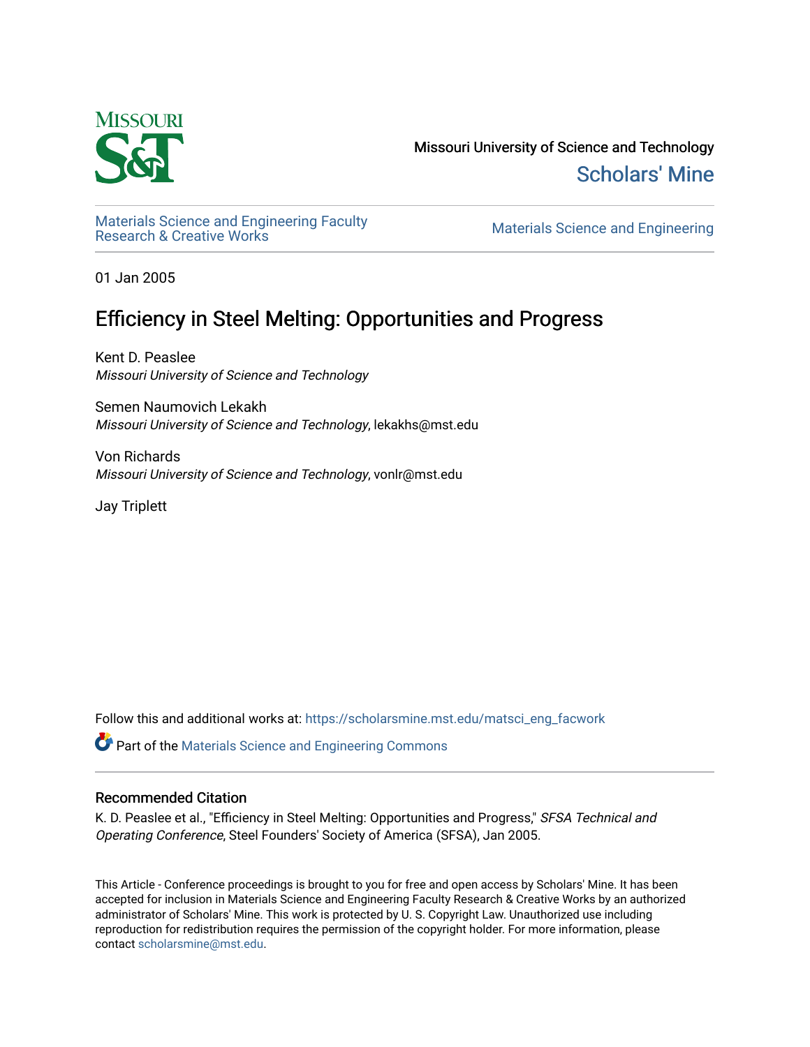Missouri University of Science and Technology

Scholars' Mine

Materials Science and Engineering Faculty Research & Creative Works

Materials Science and Engineering

01 Jan 2005

# Efficiency in Steel Melting: Opportunities and Progress

Kent D. Peaslee
*Missouri University of Science and Technology*

Semen Naumovich Lekakh
*Missouri University of Science and Technology*, lekakhs@mst.edu

Von Richards
*Missouri University of Science and Technology*, vonlr@mst.edu

Jay Triplett

Follow this and additional works at: https://scholarsmine.mst.edu/matsci_eng_facwork

Part of the Materials Science and Engineering Commons

## Recommended Citation

K. D. Peaslee et al., "Efficiency in Steel Melting: Opportunities and Progress," *SFSA Technical and Operating Conference*, Steel Founders' Society of America (SFSA), Jan 2005.

This Article - Conference proceedings is brought to you for free and open access by Scholars' Mine. It has been accepted for inclusion in Materials Science and Engineering Faculty Research & Creative Works by an authorized administrator of Scholars' Mine. This work is protected by U. S. Copyright Law. Unauthorized use including reproduction for redistribution requires the permission of the copyright holder. For more information, please contact scholarsmine@mst.edu.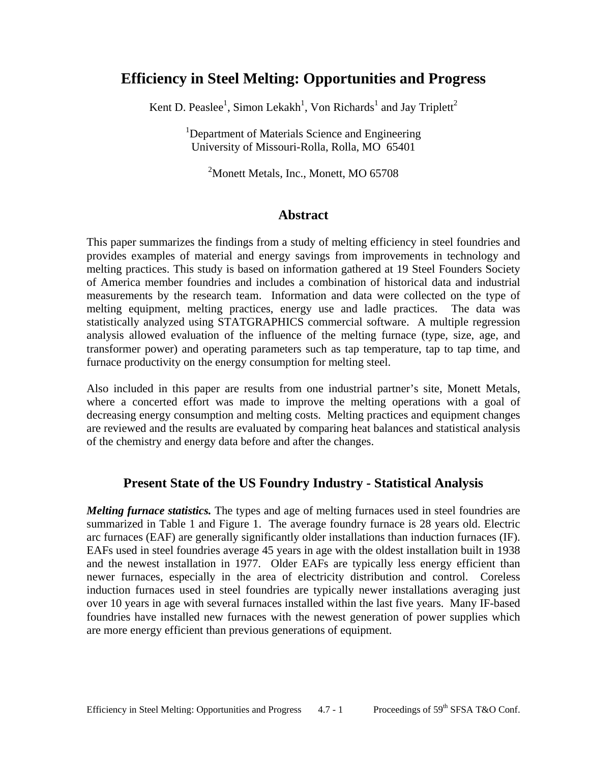# Efficiency in Steel Melting: Opportunities and Progress

Kent D. Peaslee[1], Simon Lekakh[1], Von Richards[1] and Jay Triplett[2]

[1]Department of Materials Science and Engineering
University of Missouri-Rolla, Rolla, MO 65401

[2]Monett Metals, Inc., Monett, MO 65708

## Abstract

This paper summarizes the findings from a study of melting efficiency in steel foundries and provides examples of material and energy savings from improvements in technology and melting practices. This study is based on information gathered at 19 Steel Founders Society of America member foundries and includes a combination of historical data and industrial measurements by the research team. Information and data were collected on the type of melting equipment, melting practices, energy use and ladle practices. The data was statistically analyzed using STATGRAPHICS commercial software. A multiple regression analysis allowed evaluation of the influence of the melting furnace (type, size, age, and transformer power) and operating parameters such as tap temperature, tap to tap time, and furnace productivity on the energy consumption for melting steel.

Also included in this paper are results from one industrial partner's site, Monett Metals, where a concerted effort was made to improve the melting operations with a goal of decreasing energy consumption and melting costs. Melting practices and equipment changes are reviewed and the results are evaluated by comparing heat balances and statistical analysis of the chemistry and energy data before and after the changes.

## Present State of the US Foundry Industry - Statistical Analysis

***Melting furnace statistics.*** The types and age of melting furnaces used in steel foundries are summarized in Table 1 and Figure 1. The average foundry furnace is 28 years old. Electric arc furnaces (EAF) are generally significantly older installations than induction furnaces (IF). EAFs used in steel foundries average 45 years in age with the oldest installation built in 1938 and the newest installation in 1977. Older EAFs are typically less energy efficient than newer furnaces, especially in the area of electricity distribution and control. Coreless induction furnaces used in steel foundries are typically newer installations averaging just over 10 years in age with several furnaces installed within the last five years. Many IF-based foundries have installed new furnaces with the newest generation of power supplies which are more energy efficient than previous generations of equipment.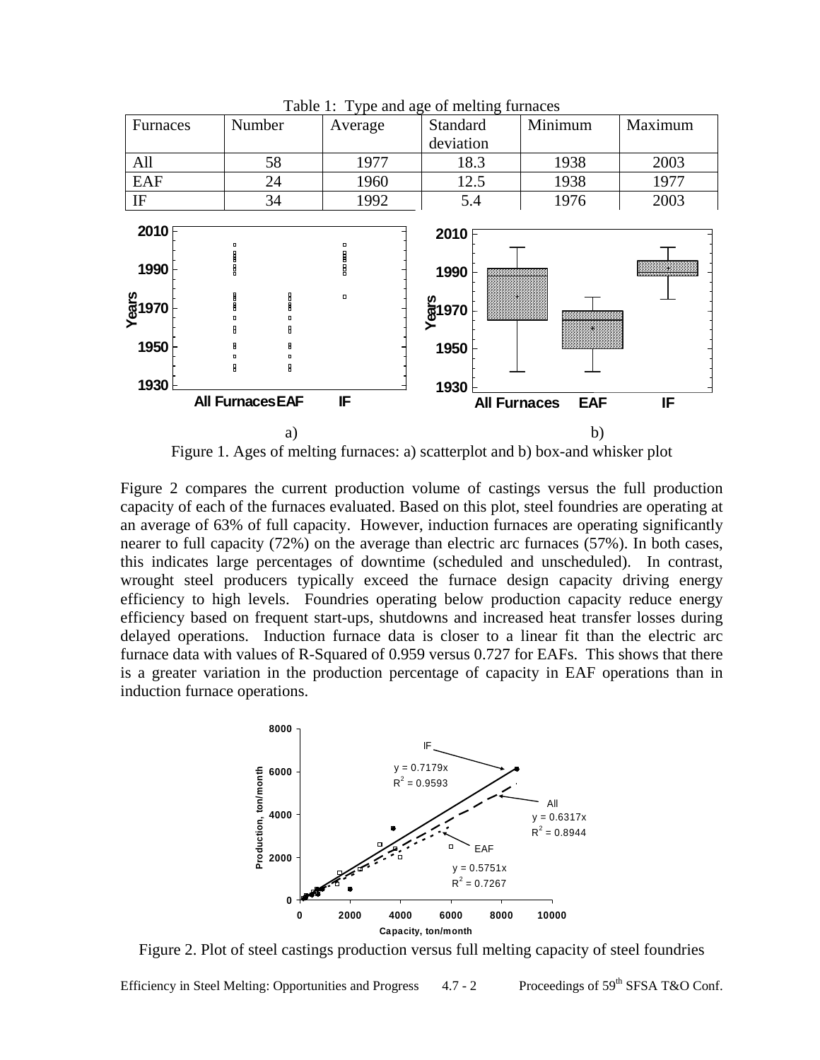Table 1: Type and age of melting furnaces

| Furnaces | Number | Average | Standard deviation | Minimum | Maximum |
|---|---|---|---|---|---|
| All | 58 | 1977 | 18.3 | 1938 | 2003 |
| EAF | 24 | 1960 | 12.5 | 1938 | 1977 |
| IF | 34 | 1992 | 5.4 | 1976 | 2003 |

Figure 1. Ages of melting furnaces: a) scatterplot and b) box-and whisker plot

Figure 2 compares the current production volume of castings versus the full production capacity of each of the furnaces evaluated. Based on this plot, steel foundries are operating at an average of 63% of full capacity. However, induction furnaces are operating significantly nearer to full capacity (72%) on the average than electric arc furnaces (57%). In both cases, this indicates large percentages of downtime (scheduled and unscheduled). In contrast, wrought steel producers typically exceed the furnace design capacity driving energy efficiency to high levels. Foundries operating below production capacity reduce energy efficiency based on frequent start-ups, shutdowns and increased heat transfer losses during delayed operations. Induction furnace data is closer to a linear fit than the electric arc furnace data with values of R-Squared of 0.959 versus 0.727 for EAFs. This shows that there is a greater variation in the production percentage of capacity in EAF operations than in induction furnace operations.

Figure 2. Plot of steel castings production versus full melting capacity of steel foundries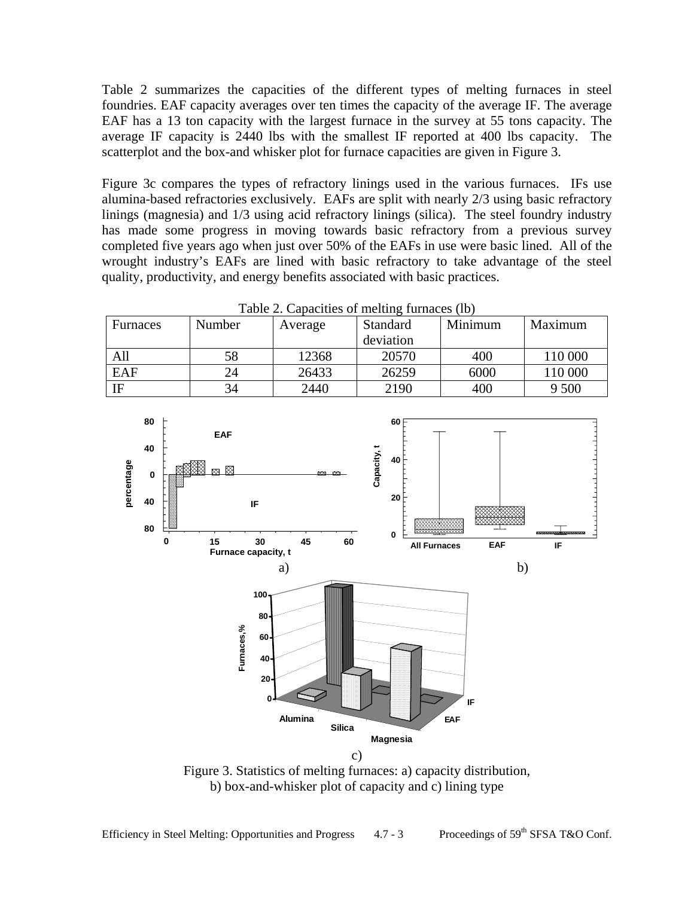Table 2 summarizes the capacities of the different types of melting furnaces in steel foundries. EAF capacity averages over ten times the capacity of the average IF. The average EAF has a 13 ton capacity with the largest furnace in the survey at 55 tons capacity. The average IF capacity is 2440 lbs with the smallest IF reported at 400 lbs capacity. The scatterplot and the box-and whisker plot for furnace capacities are given in Figure 3.

Figure 3c compares the types of refractory linings used in the various furnaces. IFs use alumina-based refractories exclusively. EAFs are split with nearly 2/3 using basic refractory linings (magnesia) and 1/3 using acid refractory linings (silica). The steel foundry industry has made some progress in moving towards basic refractory from a previous survey completed five years ago when just over 50% of the EAFs in use were basic lined. All of the wrought industry's EAFs are lined with basic refractory to take advantage of the steel quality, productivity, and energy benefits associated with basic practices.

Table 2. Capacities of melting furnaces (lb)

| Furnaces | Number | Average | Standard deviation | Minimum | Maximum |
|---|---|---|---|---|---|
| All | 58 | 12368 | 20570 | 400 | 110 000 |
| EAF | 24 | 26433 | 26259 | 6000 | 110 000 |
| IF | 34 | 2440 | 2190 | 400 | 9 500 |

Figure 3. Statistics of melting furnaces: a) capacity distribution, b) box-and-whisker plot of capacity and c) lining type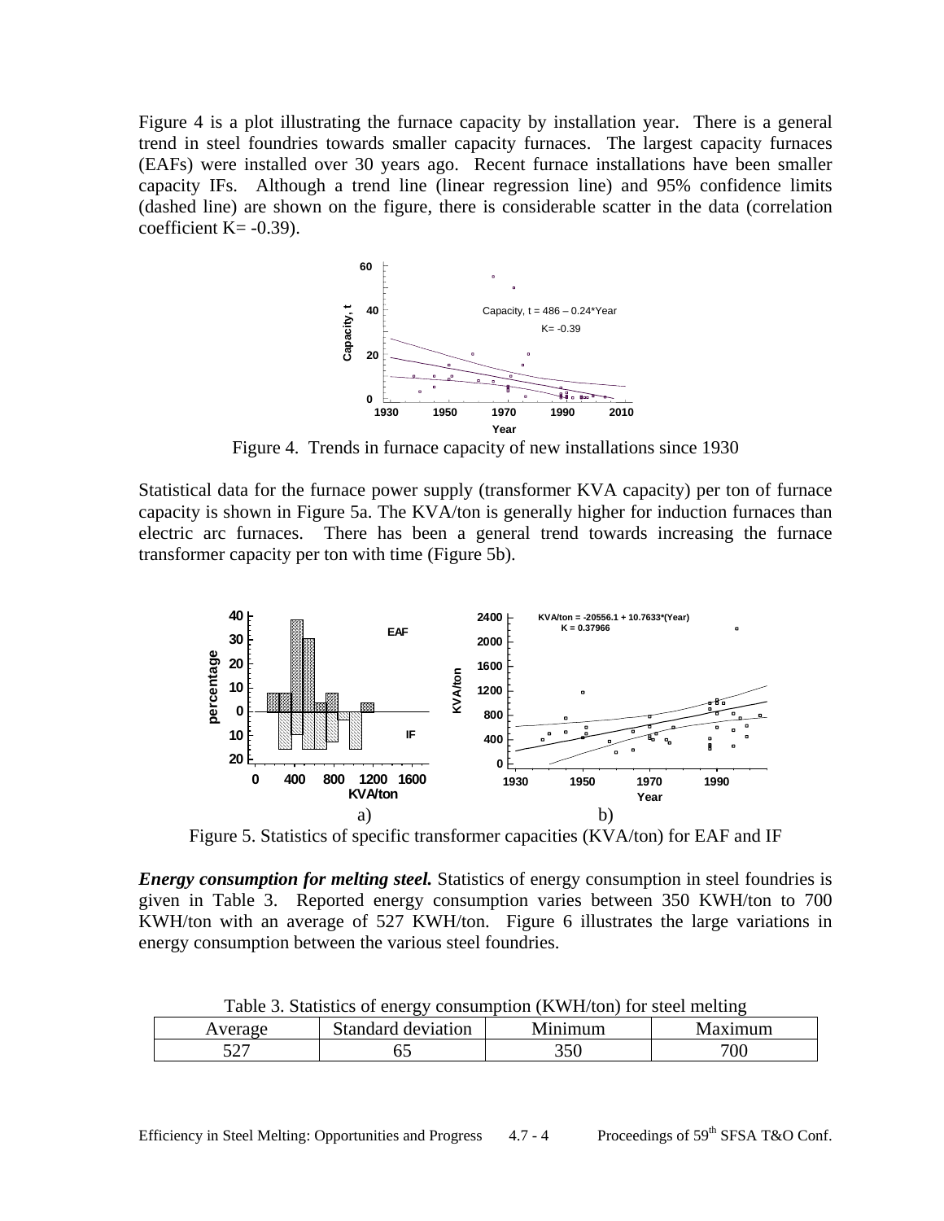Figure 4 is a plot illustrating the furnace capacity by installation year. There is a general trend in steel foundries towards smaller capacity furnaces. The largest capacity furnaces (EAFs) were installed over 30 years ago. Recent furnace installations have been smaller capacity IFs. Although a trend line (linear regression line) and 95% confidence limits (dashed line) are shown on the figure, there is considerable scatter in the data (correlation coefficient K= -0.39).

Figure 4. Trends in furnace capacity of new installations since 1930

Statistical data for the furnace power supply (transformer KVA capacity) per ton of furnace capacity is shown in Figure 5a. The KVA/ton is generally higher for induction furnaces than electric arc furnaces. There has been a general trend towards increasing the furnace transformer capacity per ton with time (Figure 5b).

a) b)

Figure 5. Statistics of specific transformer capacities (KVA/ton) for EAF and IF

***Energy consumption for melting steel.*** Statistics of energy consumption in steel foundries is given in Table 3. Reported energy consumption varies between 350 KWH/ton to 700 KWH/ton with an average of 527 KWH/ton. Figure 6 illustrates the large variations in energy consumption between the various steel foundries.

Table 3. Statistics of energy consumption (KWH/ton) for steel melting

| Average | Standard deviation | Minimum | Maximum |
|---|---|---|---|
| 527 | 65 | 350 | 700 |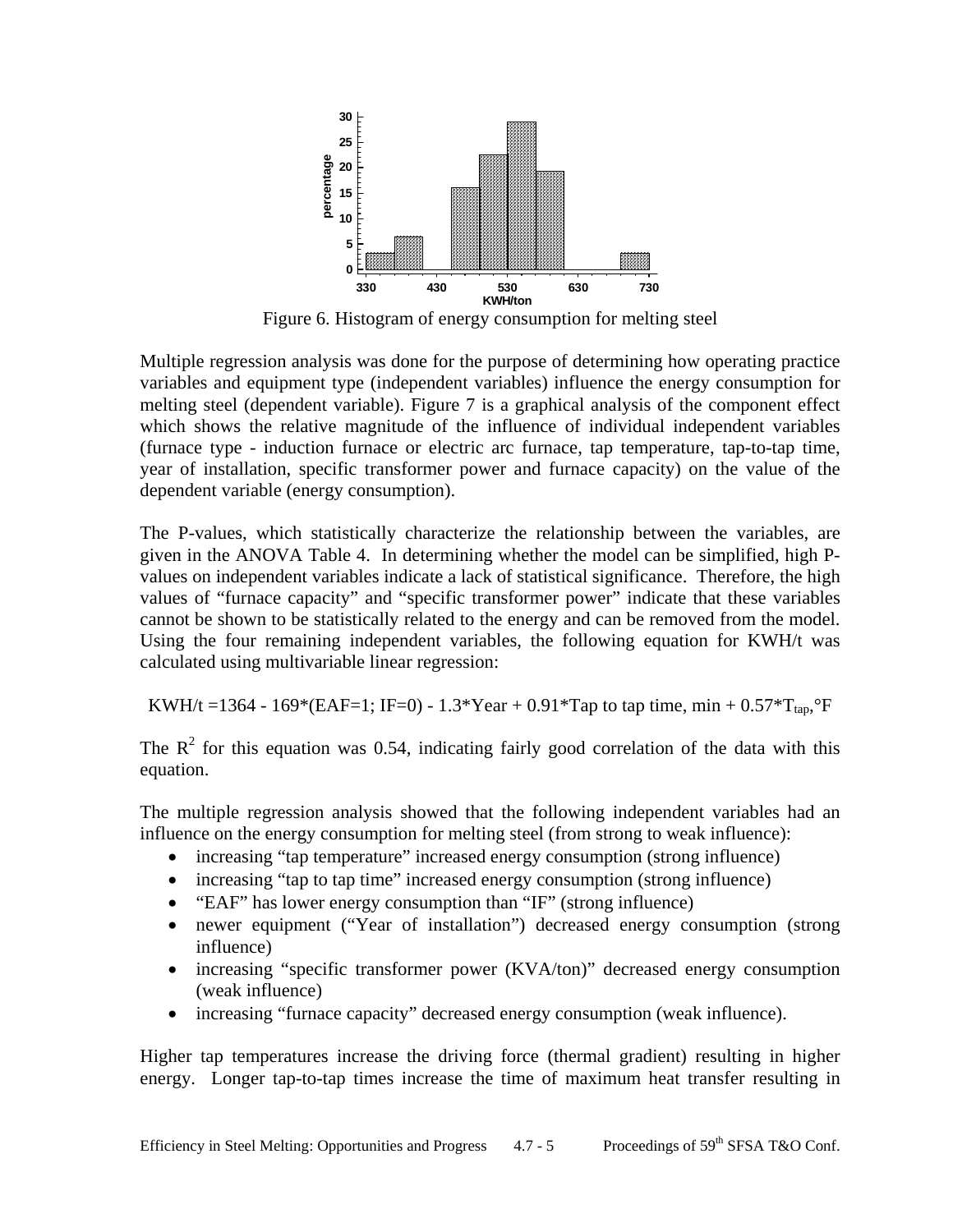Figure 6. Histogram of energy consumption for melting steel

Multiple regression analysis was done for the purpose of determining how operating practice variables and equipment type (independent variables) influence the energy consumption for melting steel (dependent variable). Figure 7 is a graphical analysis of the component effect which shows the relative magnitude of the influence of individual independent variables (furnace type - induction furnace or electric arc furnace, tap temperature, tap-to-tap time, year of installation, specific transformer power and furnace capacity) on the value of the dependent variable (energy consumption).

The P-values, which statistically characterize the relationship between the variables, are given in the ANOVA Table 4. In determining whether the model can be simplified, high P-values on independent variables indicate a lack of statistical significance. Therefore, the high values of "furnace capacity" and "specific transformer power" indicate that these variables cannot be shown to be statistically related to the energy and can be removed from the model. Using the four remaining independent variables, the following equation for KWH/t was calculated using multivariable linear regression:

$$\text{KWH/t} = 1364 - 169*(\text{EAF}=1;\ \text{IF}=0) - 1.3*\text{Year} + 0.91*\text{Tap to tap time, min} + 0.57*T_{tap},{}^{\circ}\text{F}$$

The $R^2$ for this equation was 0.54, indicating fairly good correlation of the data with this equation.

The multiple regression analysis showed that the following independent variables had an influence on the energy consumption for melting steel (from strong to weak influence):

- increasing "tap temperature" increased energy consumption (strong influence)
- increasing "tap to tap time" increased energy consumption (strong influence)
- "EAF" has lower energy consumption than "IF" (strong influence)
- newer equipment ("Year of installation") decreased energy consumption (strong influence)
- increasing "specific transformer power (KVA/ton)" decreased energy consumption (weak influence)
- increasing "furnace capacity" decreased energy consumption (weak influence).

Higher tap temperatures increase the driving force (thermal gradient) resulting in higher energy. Longer tap-to-tap times increase the time of maximum heat transfer resulting in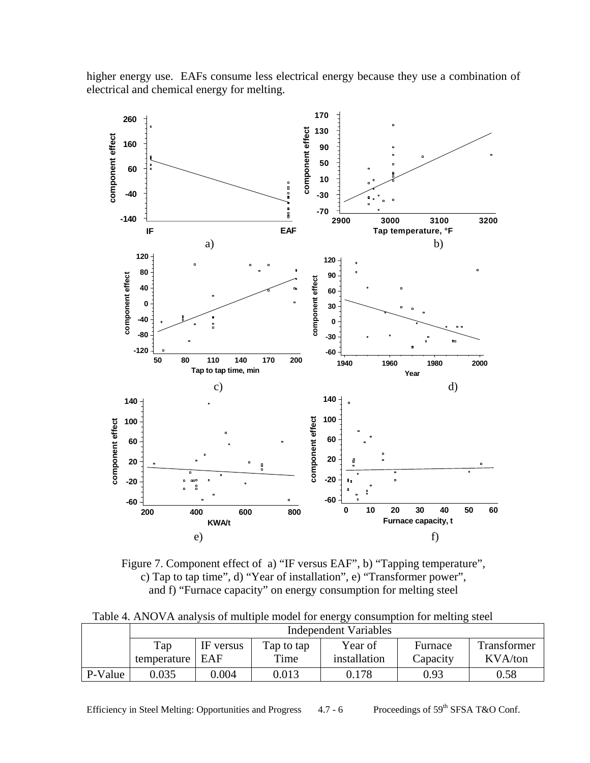higher energy use. EAFs consume less electrical energy because they use a combination of electrical and chemical energy for melting.

Figure 7. Component effect of a) "IF versus EAF", b) "Tapping temperature", c) Tap to tap time", d) "Year of installation", e) "Transformer power", and f) "Furnace capacity" on energy consumption for melting steel

Table 4. ANOVA analysis of multiple model for energy consumption for melting steel

| | Independent Variables | | | | | |
|---|---|---|---|---|---|---|
| | Tap temperature | IF versus EAF | Tap to tap Time | Year of installation | Furnace Capacity | Transformer KVA/ton |
| P-Value | 0.035 | 0.004 | 0.013 | 0.178 | 0.93 | 0.58 |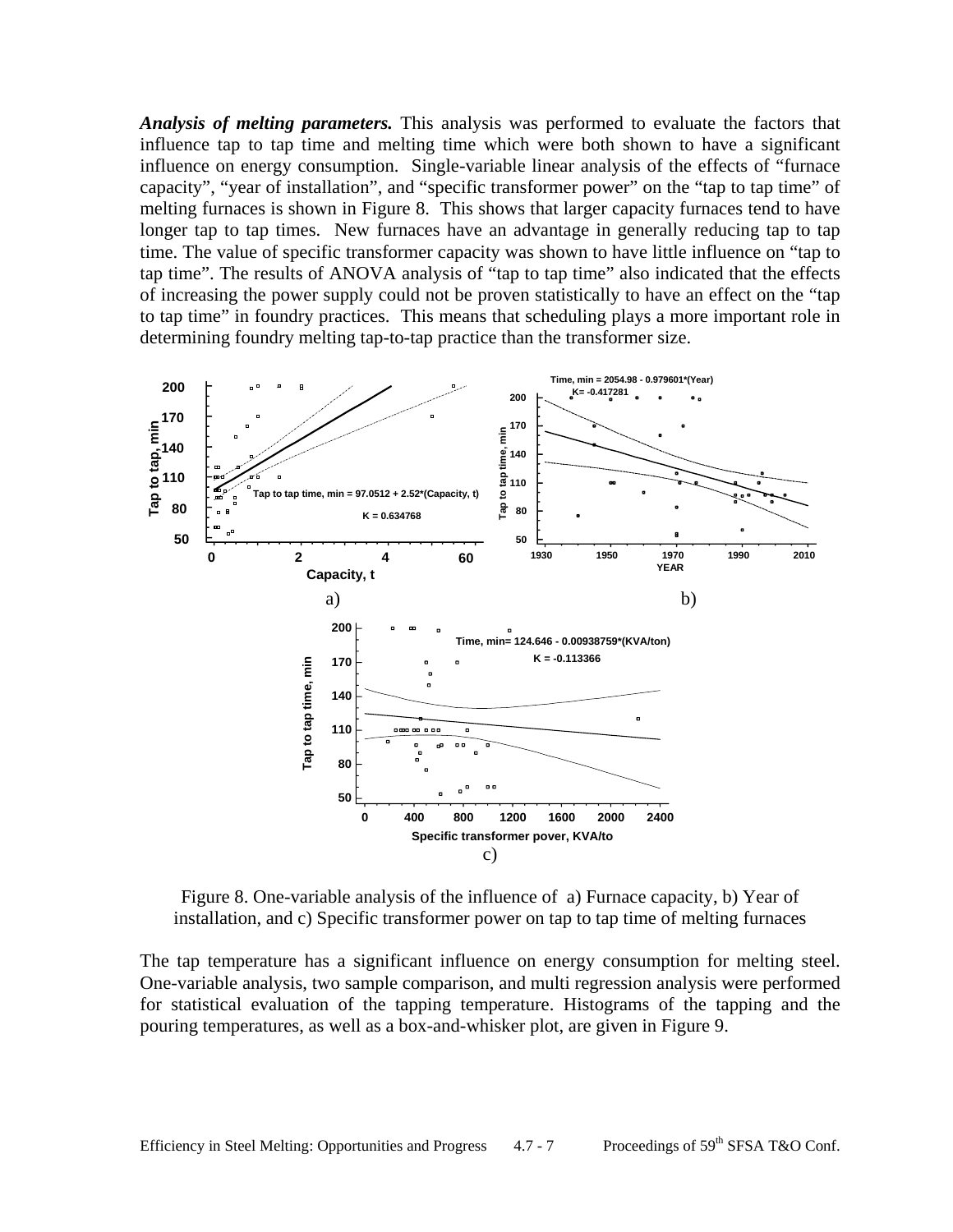***Analysis of melting parameters.*** This analysis was performed to evaluate the factors that influence tap to tap time and melting time which were both shown to have a significant influence on energy consumption. Single-variable linear analysis of the effects of "furnace capacity", "year of installation", and "specific transformer power" on the "tap to tap time" of melting furnaces is shown in Figure 8. This shows that larger capacity furnaces tend to have longer tap to tap times. New furnaces have an advantage in generally reducing tap to tap time. The value of specific transformer capacity was shown to have little influence on "tap to tap time". The results of ANOVA analysis of "tap to tap time" also indicated that the effects of increasing the power supply could not be proven statistically to have an effect on the "tap to tap time" in foundry practices. This means that scheduling plays a more important role in determining foundry melting tap-to-tap practice than the transformer size.

Figure 8. One-variable analysis of the influence of a) Furnace capacity, b) Year of installation, and c) Specific transformer power on tap to tap time of melting furnaces

The tap temperature has a significant influence on energy consumption for melting steel. One-variable analysis, two sample comparison, and multi regression analysis were performed for statistical evaluation of the tapping temperature. Histograms of the tapping and the pouring temperatures, as well as a box-and-whisker plot, are given in Figure 9.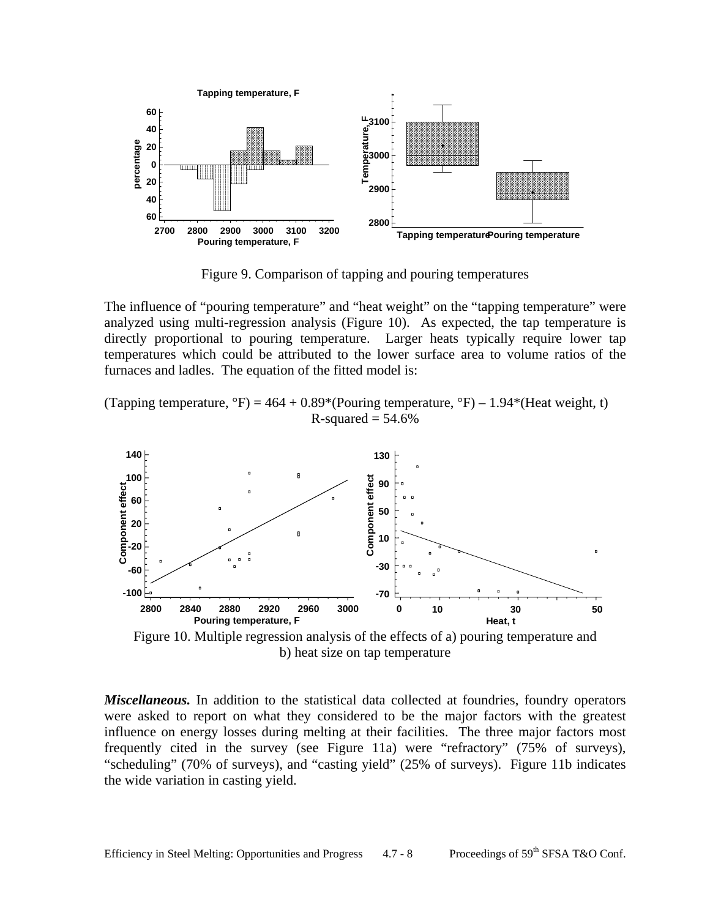Figure 9. Comparison of tapping and pouring temperatures

The influence of "pouring temperature" and "heat weight" on the "tapping temperature" were analyzed using multi-regression analysis (Figure 10). As expected, the tap temperature is directly proportional to pouring temperature. Larger heats typically require lower tap temperatures which could be attributed to the lower surface area to volume ratios of the furnaces and ladles. The equation of the fitted model is:

$$(\text{Tapping temperature, °F}) = 464 + 0.89*(\text{Pouring temperature, °F}) - 1.94*(\text{Heat weight, t})$$
$$R\text{-squared} = 54.6\%$$

Figure 10. Multiple regression analysis of the effects of a) pouring temperature and b) heat size on tap temperature

***Miscellaneous.*** In addition to the statistical data collected at foundries, foundry operators were asked to report on what they considered to be the major factors with the greatest influence on energy losses during melting at their facilities. The three major factors most frequently cited in the survey (see Figure 11a) were "refractory" (75% of surveys), "scheduling" (70% of surveys), and "casting yield" (25% of surveys). Figure 11b indicates the wide variation in casting yield.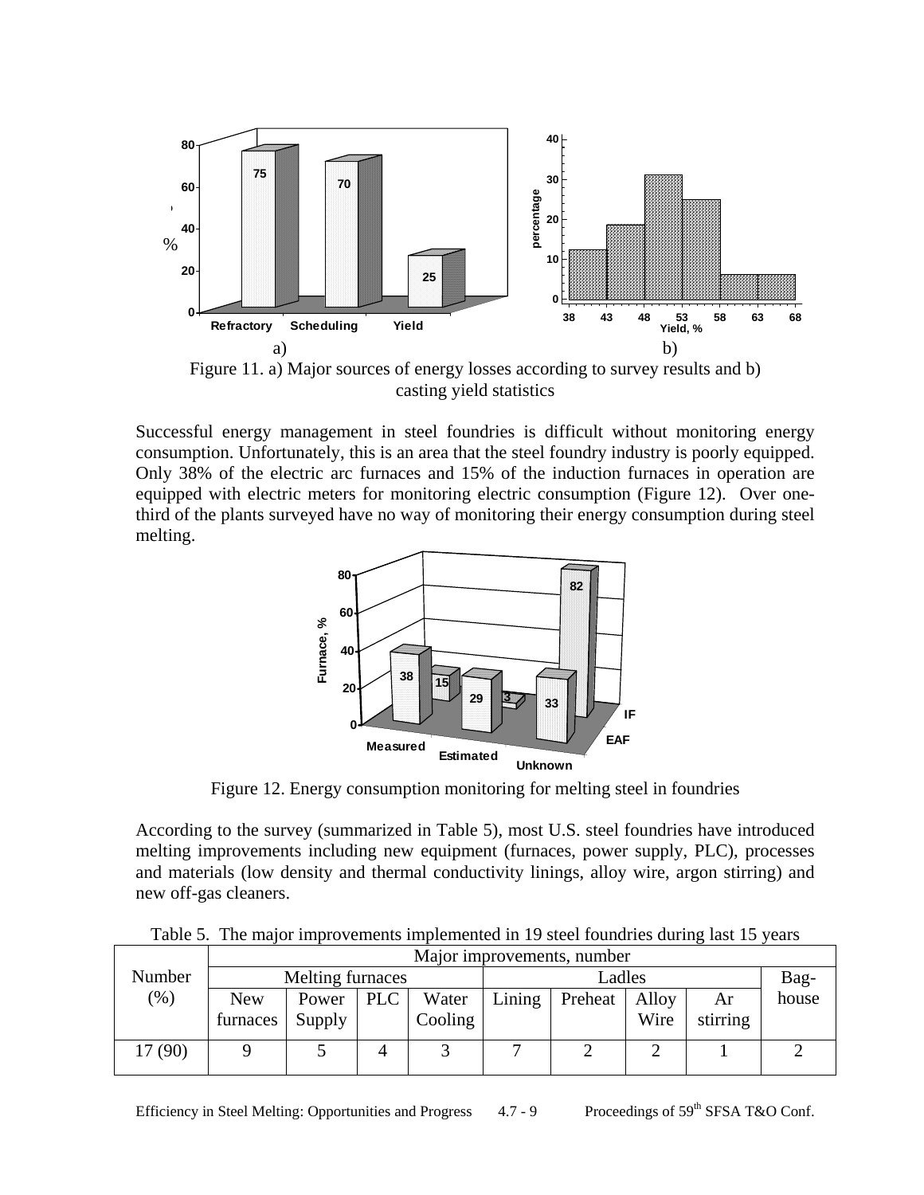Figure 11. a) Major sources of energy losses according to survey results and b) casting yield statistics

Successful energy management in steel foundries is difficult without monitoring energy consumption. Unfortunately, this is an area that the steel foundry industry is poorly equipped. Only 38% of the electric arc furnaces and 15% of the induction furnaces in operation are equipped with electric meters for monitoring electric consumption (Figure 12). Over one-third of the plants surveyed have no way of monitoring their energy consumption during steel melting.

Figure 12. Energy consumption monitoring for melting steel in foundries

According to the survey (summarized in Table 5), most U.S. steel foundries have introduced melting improvements including new equipment (furnaces, power supply, PLC), processes and materials (low density and thermal conductivity linings, alloy wire, argon stirring) and new off-gas cleaners.

Table 5. The major improvements implemented in 19 steel foundries during last 15 years

| Number (%) | Major improvements, number | | | | | | | | |
|---|---|---|---|---|---|---|---|---|---|
| | Melting furnaces | | | | Ladles | | | | Bag-house |
| | New furnaces | Power Supply | PLC | Water Cooling | Lining | Preheat | Alloy Wire | Ar stirring | |
| 17 (90) | 9 | 5 | 4 | 3 | 7 | 2 | 2 | 1 | 2 |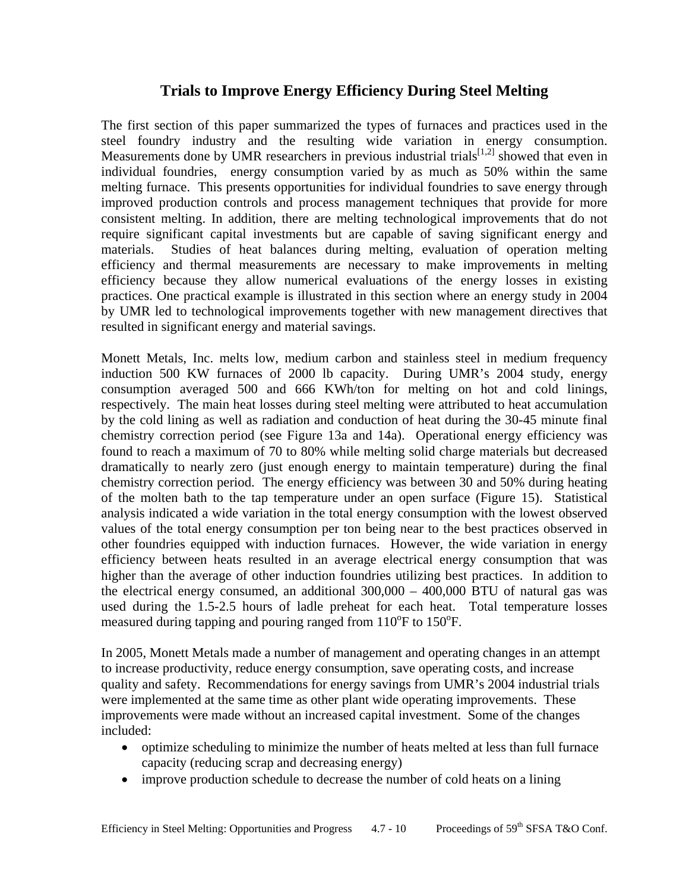## Trials to Improve Energy Efficiency During Steel Melting

The first section of this paper summarized the types of furnaces and practices used in the steel foundry industry and the resulting wide variation in energy consumption. Measurements done by UMR researchers in previous industrial trials[1,2] showed that even in individual foundries, energy consumption varied by as much as 50% within the same melting furnace. This presents opportunities for individual foundries to save energy through improved production controls and process management techniques that provide for more consistent melting. In addition, there are melting technological improvements that do not require significant capital investments but are capable of saving significant energy and materials. Studies of heat balances during melting, evaluation of operation melting efficiency and thermal measurements are necessary to make improvements in melting efficiency because they allow numerical evaluations of the energy losses in existing practices. One practical example is illustrated in this section where an energy study in 2004 by UMR led to technological improvements together with new management directives that resulted in significant energy and material savings.

Monett Metals, Inc. melts low, medium carbon and stainless steel in medium frequency induction 500 KW furnaces of 2000 lb capacity. During UMR's 2004 study, energy consumption averaged 500 and 666 KWh/ton for melting on hot and cold linings, respectively. The main heat losses during steel melting were attributed to heat accumulation by the cold lining as well as radiation and conduction of heat during the 30-45 minute final chemistry correction period (see Figure 13a and 14a). Operational energy efficiency was found to reach a maximum of 70 to 80% while melting solid charge materials but decreased dramatically to nearly zero (just enough energy to maintain temperature) during the final chemistry correction period. The energy efficiency was between 30 and 50% during heating of the molten bath to the tap temperature under an open surface (Figure 15). Statistical analysis indicated a wide variation in the total energy consumption with the lowest observed values of the total energy consumption per ton being near to the best practices observed in other foundries equipped with induction furnaces. However, the wide variation in energy efficiency between heats resulted in an average electrical energy consumption that was higher than the average of other induction foundries utilizing best practices. In addition to the electrical energy consumed, an additional 300,000 – 400,000 BTU of natural gas was used during the 1.5-2.5 hours of ladle preheat for each heat. Total temperature losses measured during tapping and pouring ranged from 110°F to 150°F.

In 2005, Monett Metals made a number of management and operating changes in an attempt to increase productivity, reduce energy consumption, save operating costs, and increase quality and safety. Recommendations for energy savings from UMR's 2004 industrial trials were implemented at the same time as other plant wide operating improvements. These improvements were made without an increased capital investment. Some of the changes included:

- optimize scheduling to minimize the number of heats melted at less than full furnace capacity (reducing scrap and decreasing energy)
- improve production schedule to decrease the number of cold heats on a lining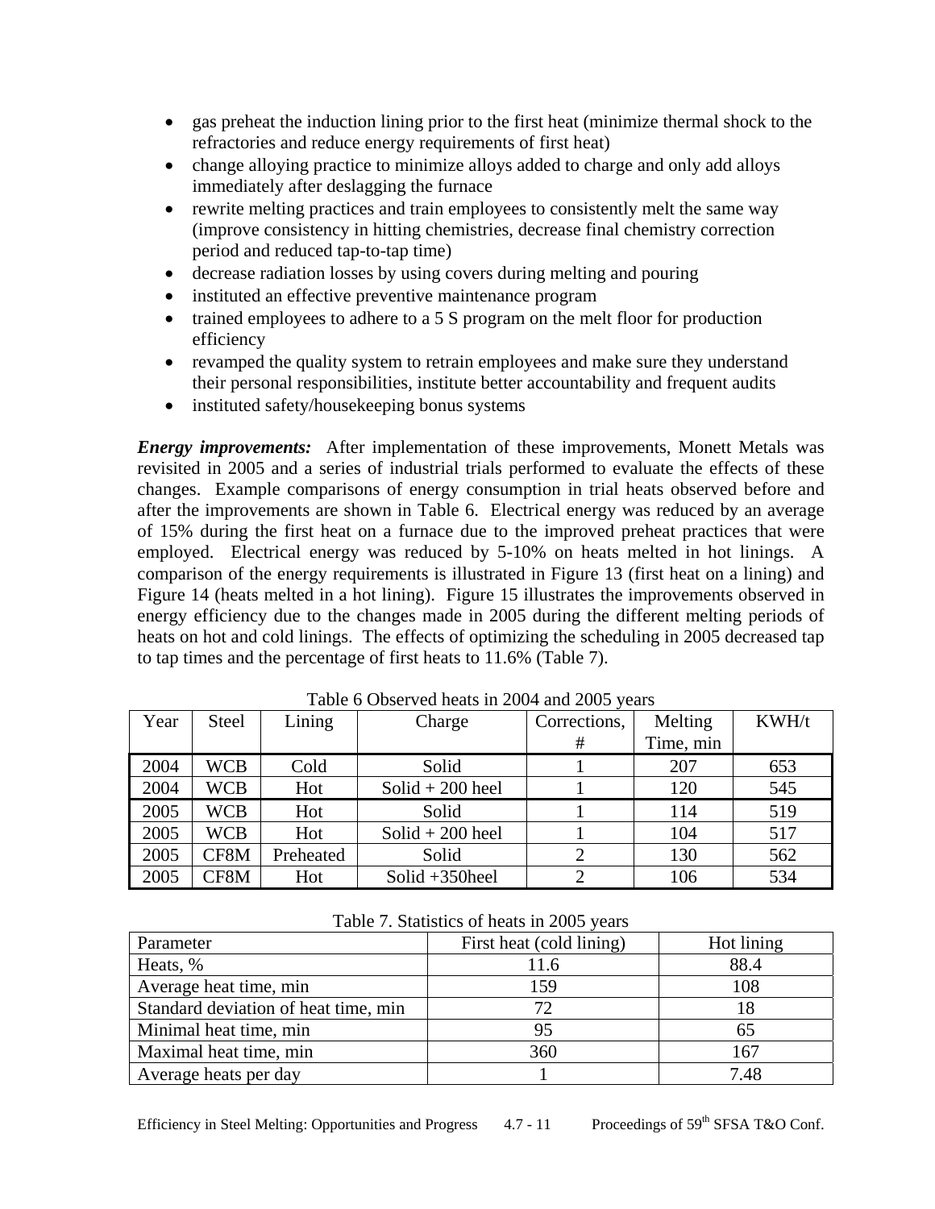- gas preheat the induction lining prior to the first heat (minimize thermal shock to the refractories and reduce energy requirements of first heat)
- change alloying practice to minimize alloys added to charge and only add alloys immediately after deslagging the furnace
- rewrite melting practices and train employees to consistently melt the same way (improve consistency in hitting chemistries, decrease final chemistry correction period and reduced tap-to-tap time)
- decrease radiation losses by using covers during melting and pouring
- instituted an effective preventive maintenance program
- trained employees to adhere to a 5 S program on the melt floor for production efficiency
- revamped the quality system to retrain employees and make sure they understand their personal responsibilities, institute better accountability and frequent audits
- instituted safety/housekeeping bonus systems

***Energy improvements:*** After implementation of these improvements, Monett Metals was revisited in 2005 and a series of industrial trials performed to evaluate the effects of these changes. Example comparisons of energy consumption in trial heats observed before and after the improvements are shown in Table 6. Electrical energy was reduced by an average of 15% during the first heat on a furnace due to the improved preheat practices that were employed. Electrical energy was reduced by 5-10% on heats melted in hot linings. A comparison of the energy requirements is illustrated in Figure 13 (first heat on a lining) and Figure 14 (heats melted in a hot lining). Figure 15 illustrates the improvements observed in energy efficiency due to the changes made in 2005 during the different melting periods of heats on hot and cold linings. The effects of optimizing the scheduling in 2005 decreased tap to tap times and the percentage of first heats to 11.6% (Table 7).

Table 6 Observed heats in 2004 and 2005 years

| Year | Steel | Lining | Charge | Corrections, # | Melting Time, min | KWH/t |
|---|---|---|---|---|---|---|
| 2004 | WCB | Cold | Solid | 1 | 207 | 653 |
| 2004 | WCB | Hot | Solid + 200 heel | 1 | 120 | 545 |
| 2005 | WCB | Hot | Solid | 1 | 114 | 519 |
| 2005 | WCB | Hot | Solid + 200 heel | 1 | 104 | 517 |
| 2005 | CF8M | Preheated | Solid | 2 | 130 | 562 |
| 2005 | CF8M | Hot | Solid +350heel | 2 | 106 | 534 |

Table 7. Statistics of heats in 2005 years

| Parameter | First heat (cold lining) | Hot lining |
|---|---|---|
| Heats, % | 11.6 | 88.4 |
| Average heat time, min | 159 | 108 |
| Standard deviation of heat time, min | 72 | 18 |
| Minimal heat time, min | 95 | 65 |
| Maximal heat time, min | 360 | 167 |
| Average heats per day | 1 | 7.48 |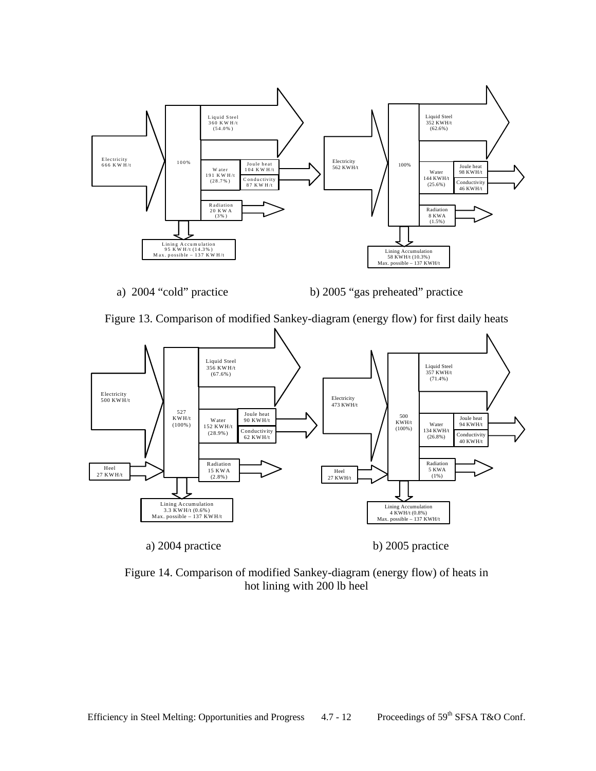a) 2004 "cold" practice

b) 2005 "gas preheated" practice

Figure 13. Comparison of modified Sankey-diagram (energy flow) for first daily heats

a) 2004 practice

b) 2005 practice

Figure 14. Comparison of modified Sankey-diagram (energy flow) of heats in hot lining with 200 lb heel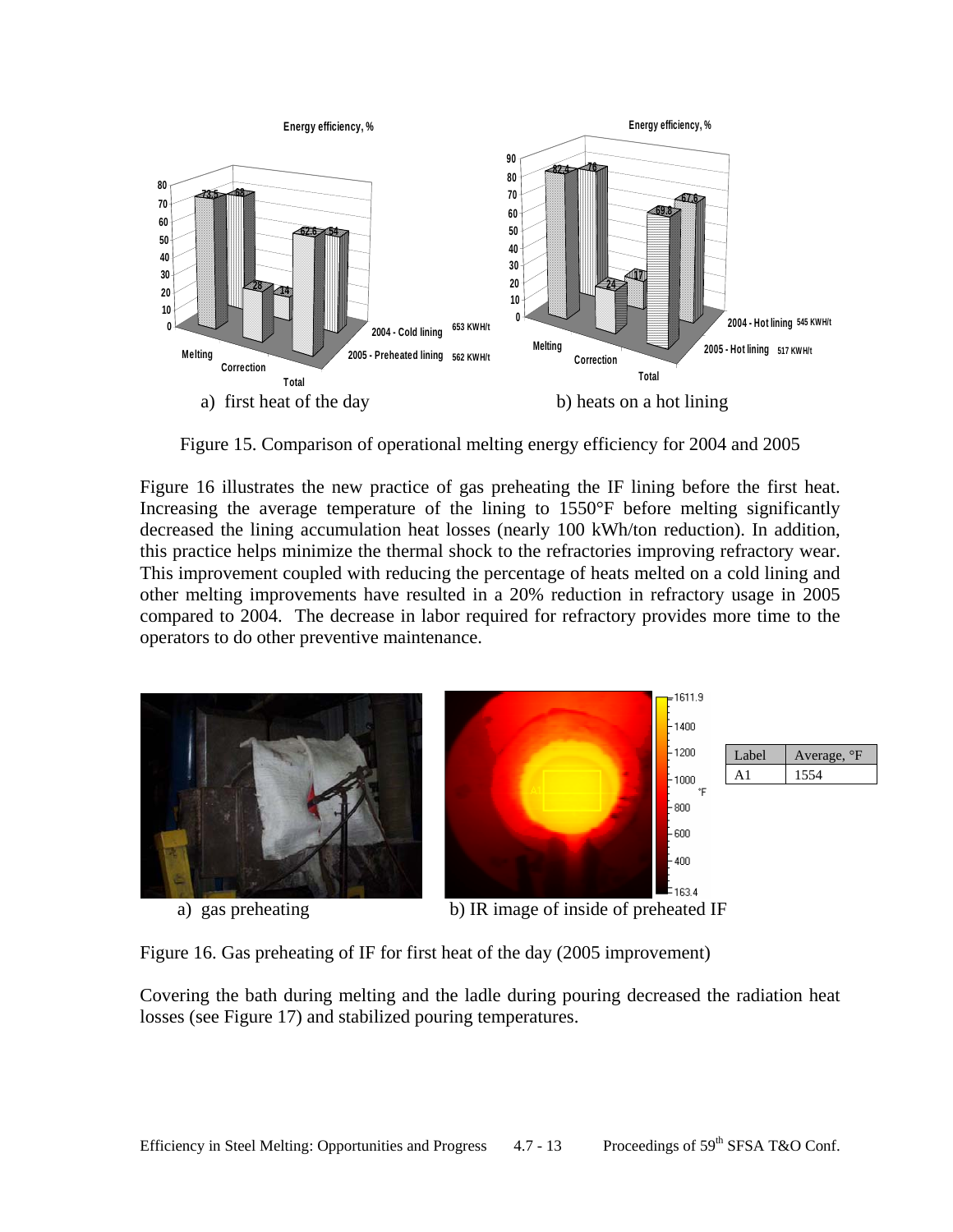a) first heat of the day

b) heats on a hot lining

Figure 15. Comparison of operational melting energy efficiency for 2004 and 2005

Figure 16 illustrates the new practice of gas preheating the IF lining before the first heat. Increasing the average temperature of the lining to 1550°F before melting significantly decreased the lining accumulation heat losses (nearly 100 kWh/ton reduction). In addition, this practice helps minimize the thermal shock to the refractories improving refractory wear. This improvement coupled with reducing the percentage of heats melted on a cold lining and other melting improvements have resulted in a 20% reduction in refractory usage in 2005 compared to 2004. The decrease in labor required for refractory provides more time to the operators to do other preventive maintenance.

| Label | Average, °F |
|---|---|
| A1 | 1554 |

a) gas preheating

b) IR image of inside of preheated IF

Figure 16. Gas preheating of IF for first heat of the day (2005 improvement)

Covering the bath during melting and the ladle during pouring decreased the radiation heat losses (see Figure 17) and stabilized pouring temperatures.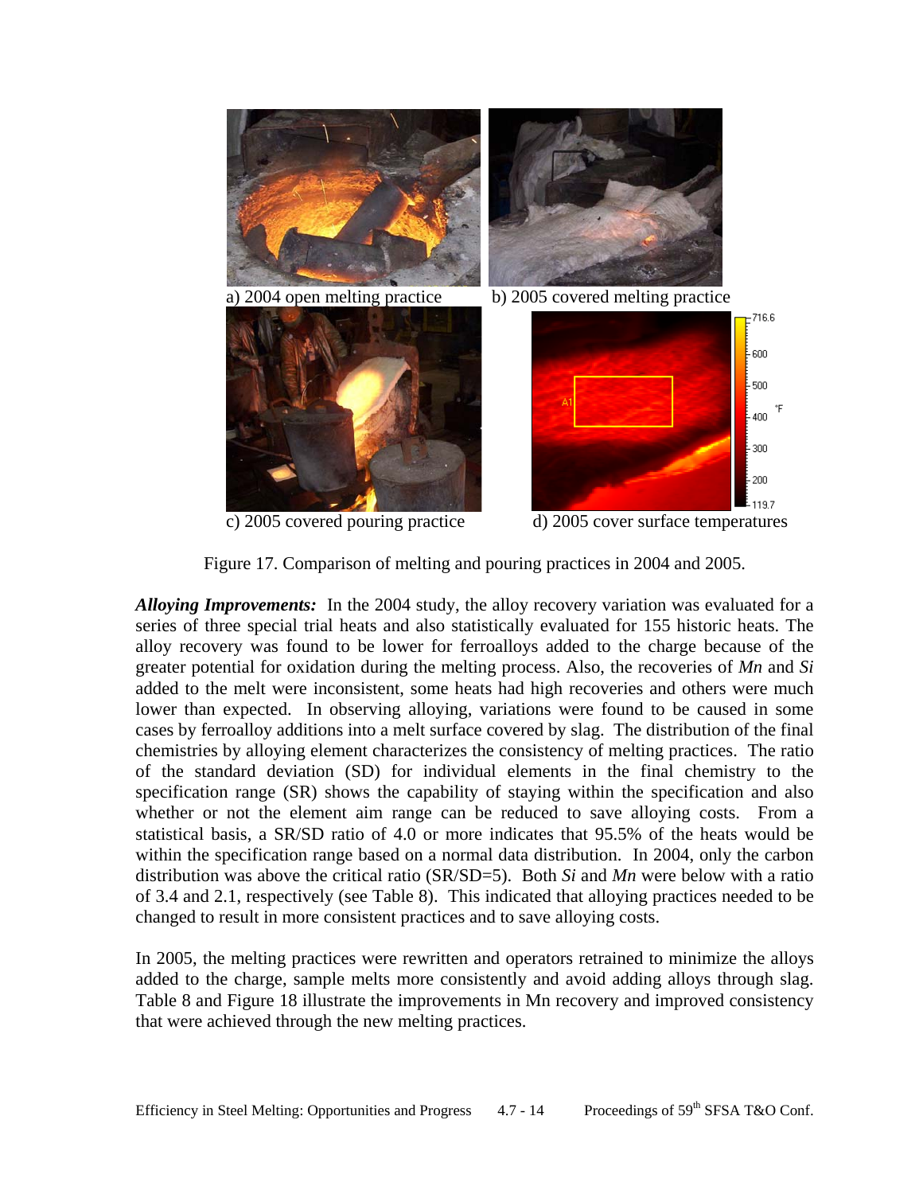a) 2004 open melting practice

b) 2005 covered melting practice

c) 2005 covered pouring practice

d) 2005 cover surface temperatures

Figure 17. Comparison of melting and pouring practices in 2004 and 2005.

***Alloying Improvements:*** In the 2004 study, the alloy recovery variation was evaluated for a series of three special trial heats and also statistically evaluated for 155 historic heats. The alloy recovery was found to be lower for ferroalloys added to the charge because of the greater potential for oxidation during the melting process. Also, the recoveries of *Mn* and *Si* added to the melt were inconsistent, some heats had high recoveries and others were much lower than expected. In observing alloying, variations were found to be caused in some cases by ferroalloy additions into a melt surface covered by slag. The distribution of the final chemistries by alloying element characterizes the consistency of melting practices. The ratio of the standard deviation (SD) for individual elements in the final chemistry to the specification range (SR) shows the capability of staying within the specification and also whether or not the element aim range can be reduced to save alloying costs. From a statistical basis, a SR/SD ratio of 4.0 or more indicates that 95.5% of the heats would be within the specification range based on a normal data distribution. In 2004, only the carbon distribution was above the critical ratio (SR/SD=5). Both *Si* and *Mn* were below with a ratio of 3.4 and 2.1, respectively (see Table 8). This indicated that alloying practices needed to be changed to result in more consistent practices and to save alloying costs.

In 2005, the melting practices were rewritten and operators retrained to minimize the alloys added to the charge, sample melts more consistently and avoid adding alloys through slag. Table 8 and Figure 18 illustrate the improvements in Mn recovery and improved consistency that were achieved through the new melting practices.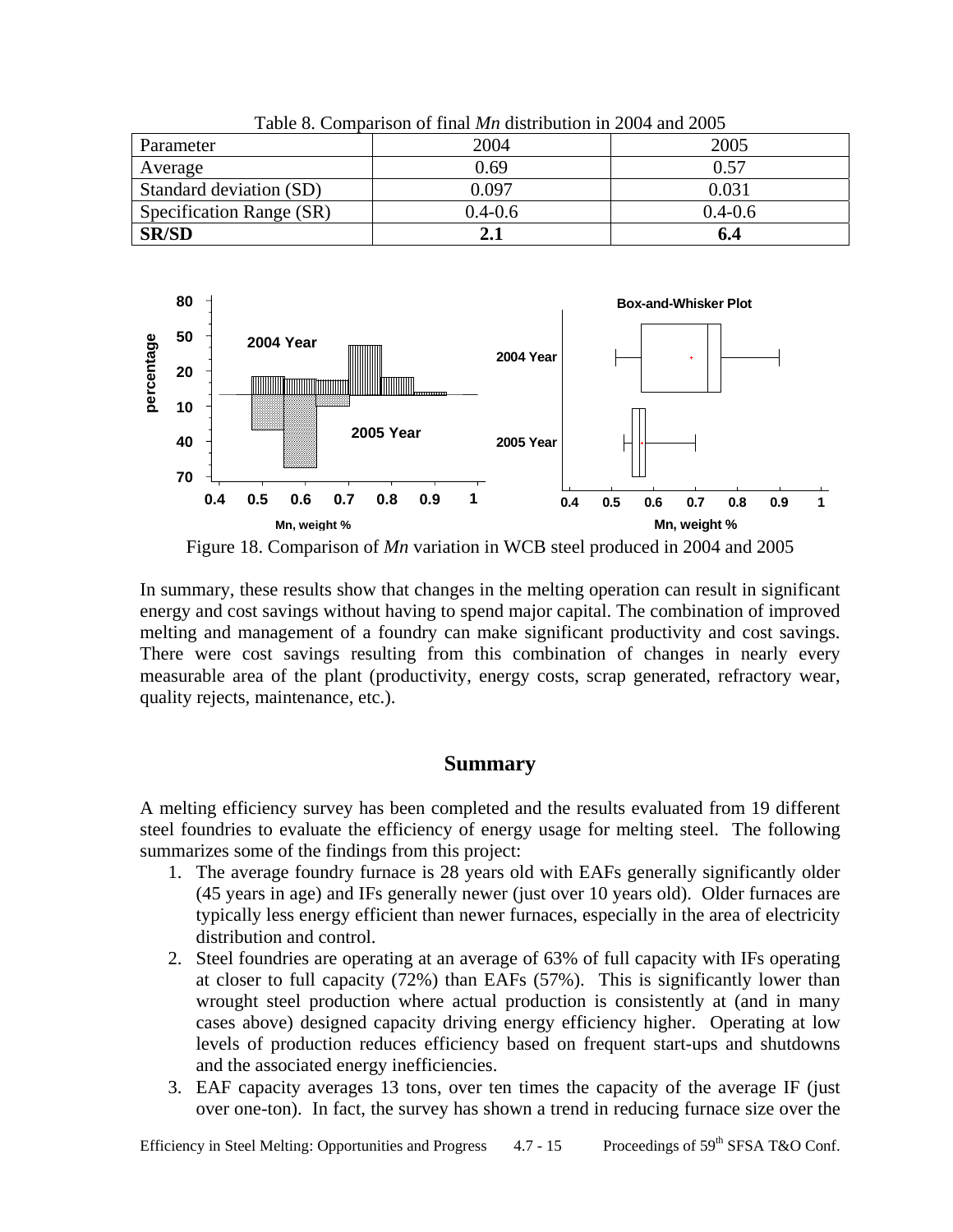Table 8. Comparison of final *Mn* distribution in 2004 and 2005

| Parameter | 2004 | 2005 |
|---|---|---|
| Average | 0.69 | 0.57 |
| Standard deviation (SD) | 0.097 | 0.031 |
| Specification Range (SR) | 0.4-0.6 | 0.4-0.6 |
| **SR/SD** | **2.1** | **6.4** |

Figure 18. Comparison of *Mn* variation in WCB steel produced in 2004 and 2005

In summary, these results show that changes in the melting operation can result in significant energy and cost savings without having to spend major capital. The combination of improved melting and management of a foundry can make significant productivity and cost savings. There were cost savings resulting from this combination of changes in nearly every measurable area of the plant (productivity, energy costs, scrap generated, refractory wear, quality rejects, maintenance, etc.).

## Summary

A melting efficiency survey has been completed and the results evaluated from 19 different steel foundries to evaluate the efficiency of energy usage for melting steel. The following summarizes some of the findings from this project:

1. The average foundry furnace is 28 years old with EAFs generally significantly older (45 years in age) and IFs generally newer (just over 10 years old). Older furnaces are typically less energy efficient than newer furnaces, especially in the area of electricity distribution and control.
2. Steel foundries are operating at an average of 63% of full capacity with IFs operating at closer to full capacity (72%) than EAFs (57%). This is significantly lower than wrought steel production where actual production is consistently at (and in many cases above) designed capacity driving energy efficiency higher. Operating at low levels of production reduces efficiency based on frequent start-ups and shutdowns and the associated energy inefficiencies.
3. EAF capacity averages 13 tons, over ten times the capacity of the average IF (just over one-ton). In fact, the survey has shown a trend in reducing furnace size over the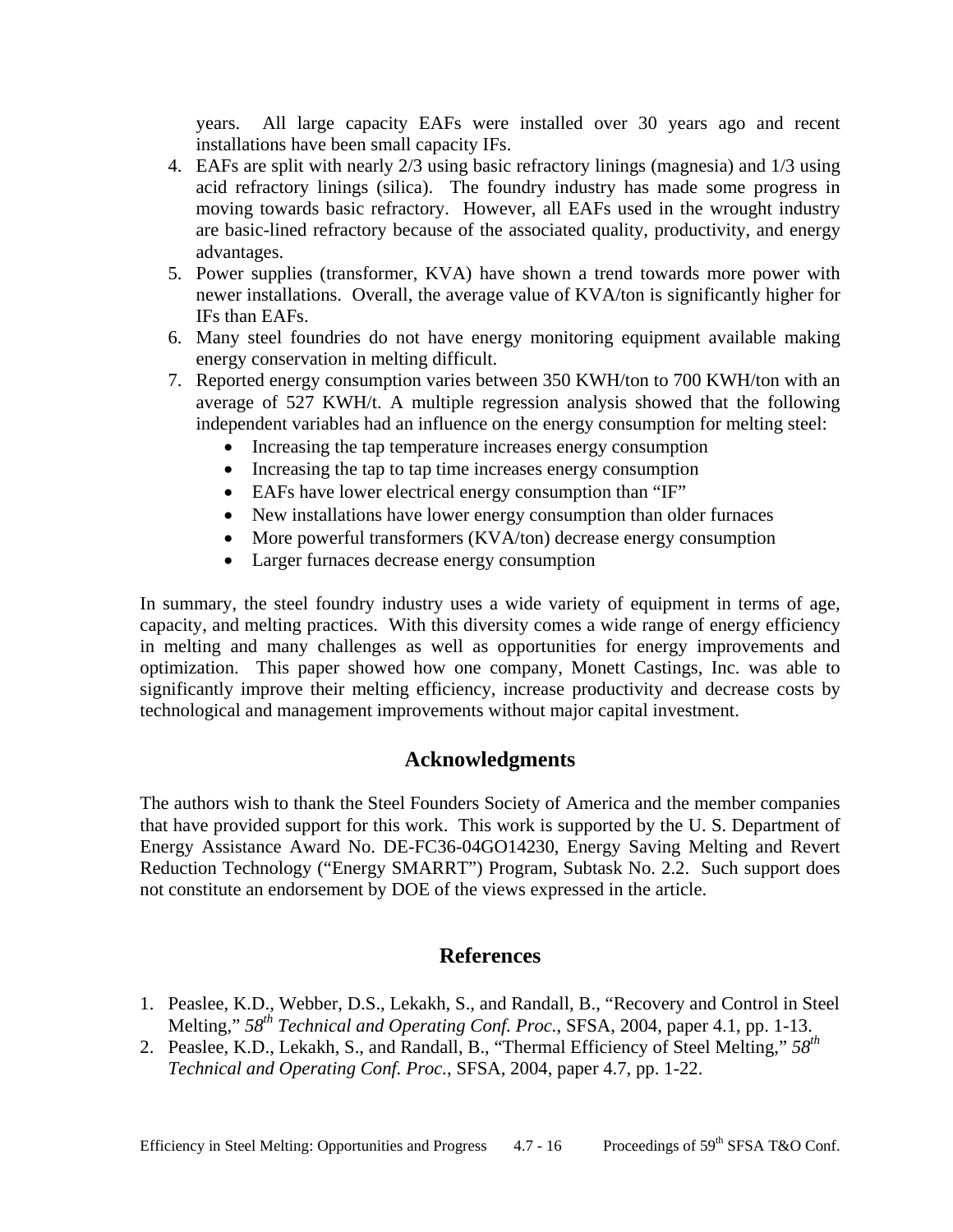years. All large capacity EAFs were installed over 30 years ago and recent installations have been small capacity IFs.

4. EAFs are split with nearly 2/3 using basic refractory linings (magnesia) and 1/3 using acid refractory linings (silica). The foundry industry has made some progress in moving towards basic refractory. However, all EAFs used in the wrought industry are basic-lined refractory because of the associated quality, productivity, and energy advantages.
5. Power supplies (transformer, KVA) have shown a trend towards more power with newer installations. Overall, the average value of KVA/ton is significantly higher for IFs than EAFs.
6. Many steel foundries do not have energy monitoring equipment available making energy conservation in melting difficult.
7. Reported energy consumption varies between 350 KWH/ton to 700 KWH/ton with an average of 527 KWH/t. A multiple regression analysis showed that the following independent variables had an influence on the energy consumption for melting steel:
   - Increasing the tap temperature increases energy consumption
   - Increasing the tap to tap time increases energy consumption
   - EAFs have lower electrical energy consumption than "IF"
   - New installations have lower energy consumption than older furnaces
   - More powerful transformers (KVA/ton) decrease energy consumption
   - Larger furnaces decrease energy consumption

In summary, the steel foundry industry uses a wide variety of equipment in terms of age, capacity, and melting practices. With this diversity comes a wide range of energy efficiency in melting and many challenges as well as opportunities for energy improvements and optimization. This paper showed how one company, Monett Castings, Inc. was able to significantly improve their melting efficiency, increase productivity and decrease costs by technological and management improvements without major capital investment.

## Acknowledgments

The authors wish to thank the Steel Founders Society of America and the member companies that have provided support for this work. This work is supported by the U. S. Department of Energy Assistance Award No. DE-FC36-04GO14230, Energy Saving Melting and Revert Reduction Technology ("Energy SMARRT") Program, Subtask No. 2.2. Such support does not constitute an endorsement by DOE of the views expressed in the article.

## References

1. Peaslee, K.D., Webber, D.S., Lekakh, S., and Randall, B., "Recovery and Control in Steel Melting," *58th Technical and Operating Conf. Proc.*, SFSA, 2004, paper 4.1, pp. 1-13.
2. Peaslee, K.D., Lekakh, S., and Randall, B., "Thermal Efficiency of Steel Melting," *58th Technical and Operating Conf. Proc.*, SFSA, 2004, paper 4.7, pp. 1-22.